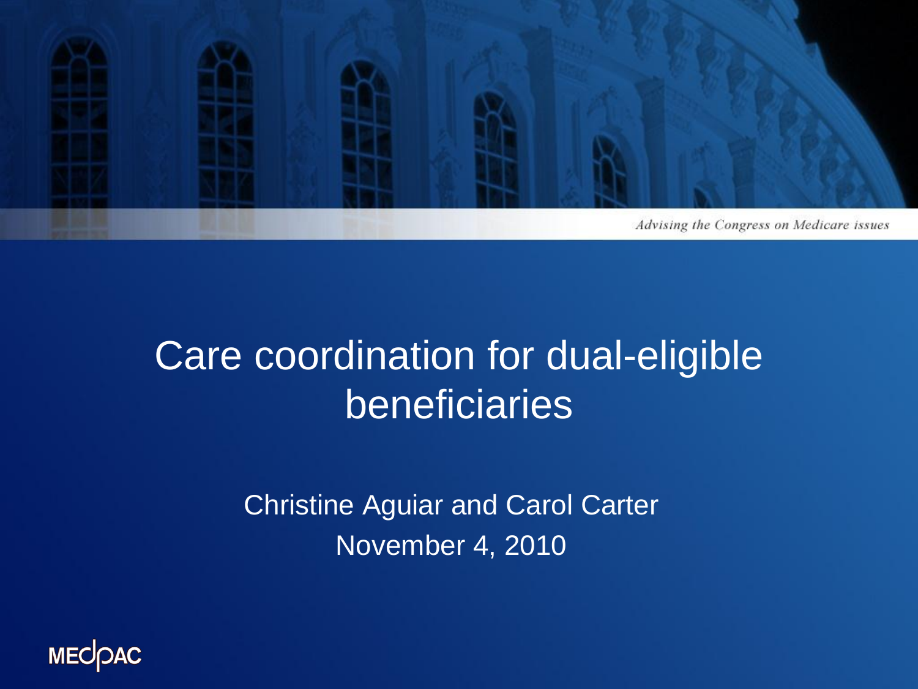*Advising the Congress on Medicare issues*

# Care coordination for dual-eligible beneficiaries

Christine Aguiar and Carol Carter

November 4, 2010

MEDPAC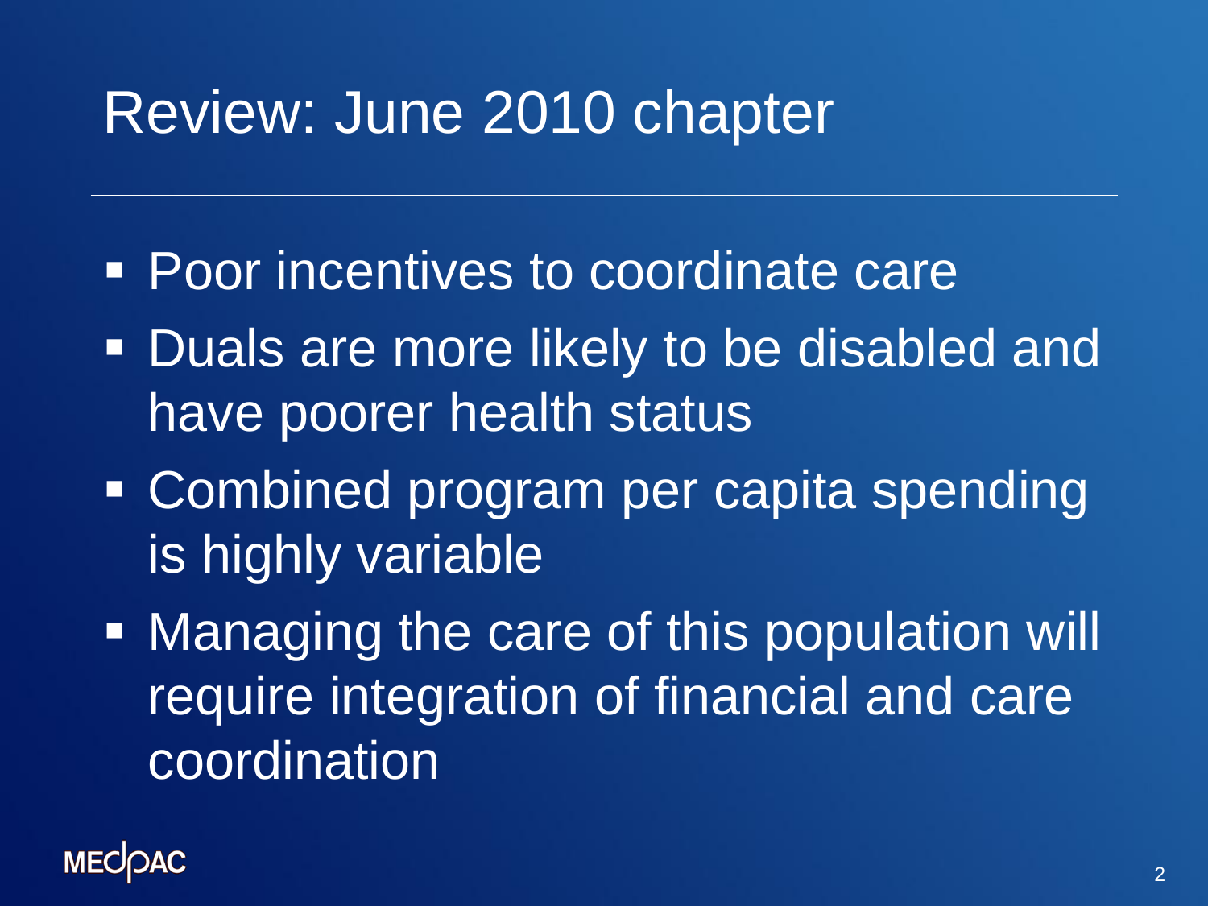# Review: June 2010 chapter

- Poor incentives to coordinate care
- Duals are more likely to be disabled and have poorer health status
- Combined program per capita spending is highly variable
- Managing the care of this population will require integration of financial and care coordination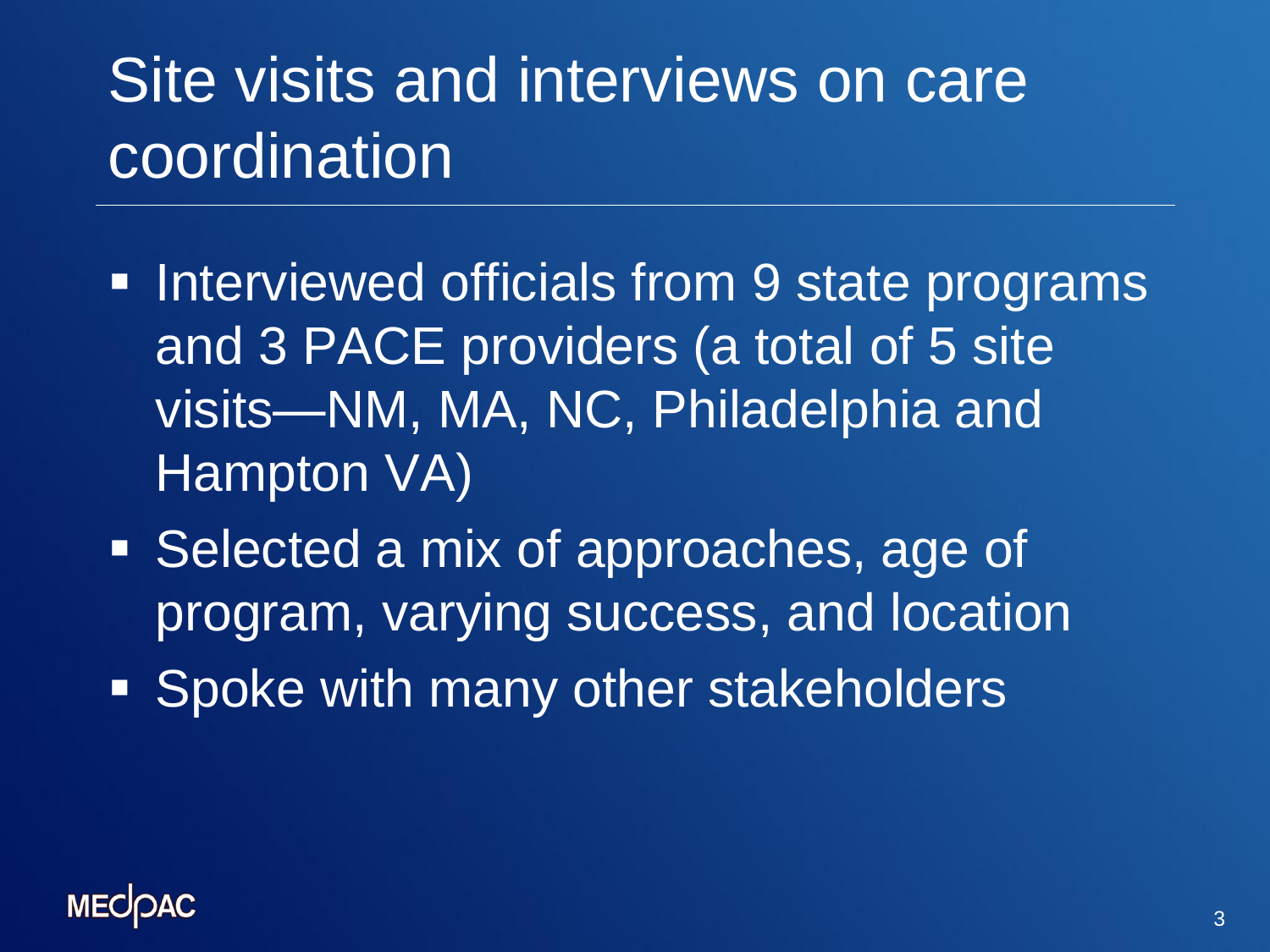# Site visits and interviews on care coordination

- Interviewed officials from 9 state programs and 3 PACE providers (a total of 5 site visits—NM, MA, NC, Philadelphia and Hampton VA)
- Selected a mix of approaches, age of program, varying success, and location
- Spoke with many other stakeholders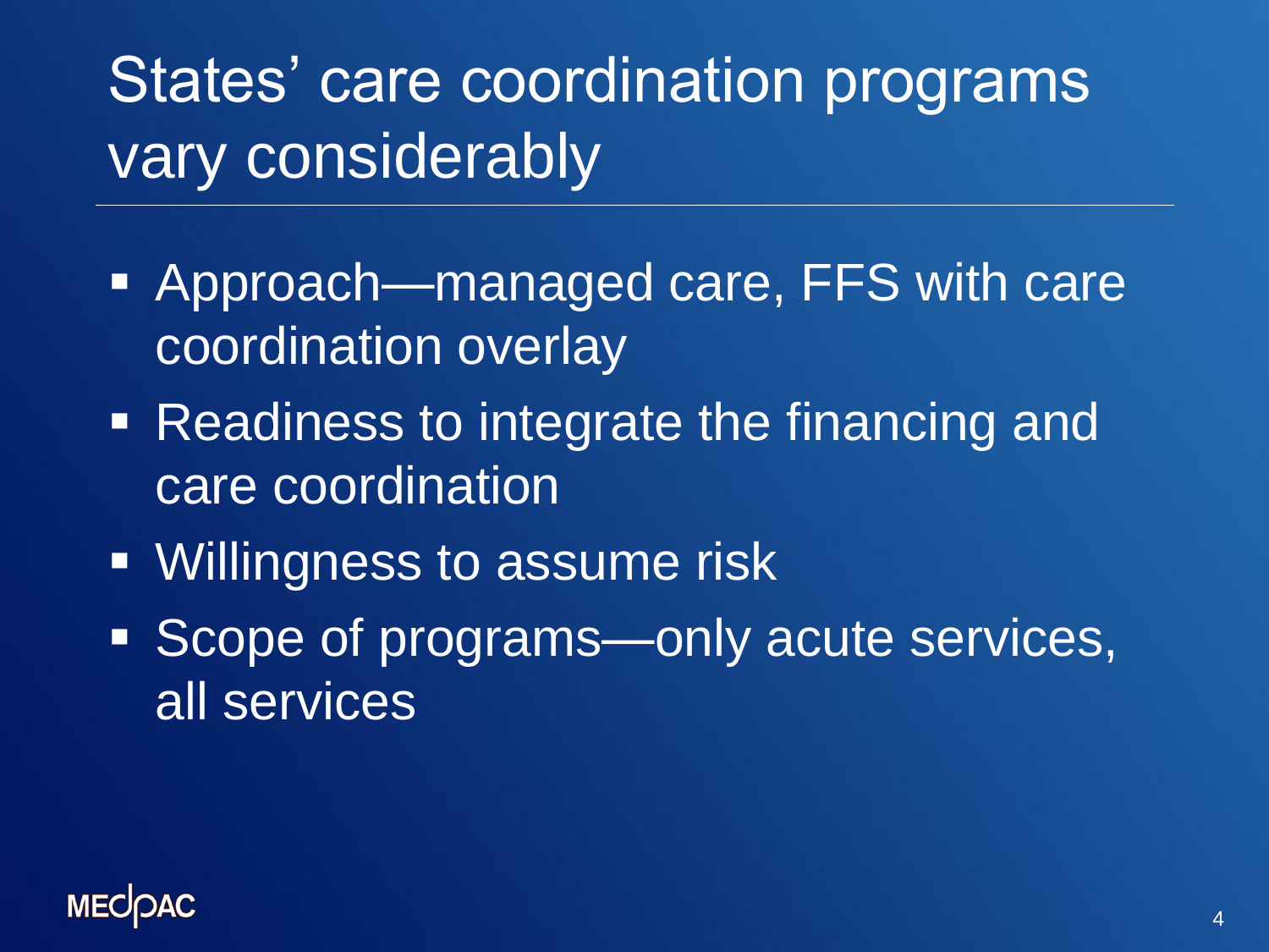# States' care coordination programs vary considerably

- Approach—managed care, FFS with care coordination overlay
- Readiness to integrate the financing and care coordination
- Willingness to assume risk
- Scope of programs—only acute services, all services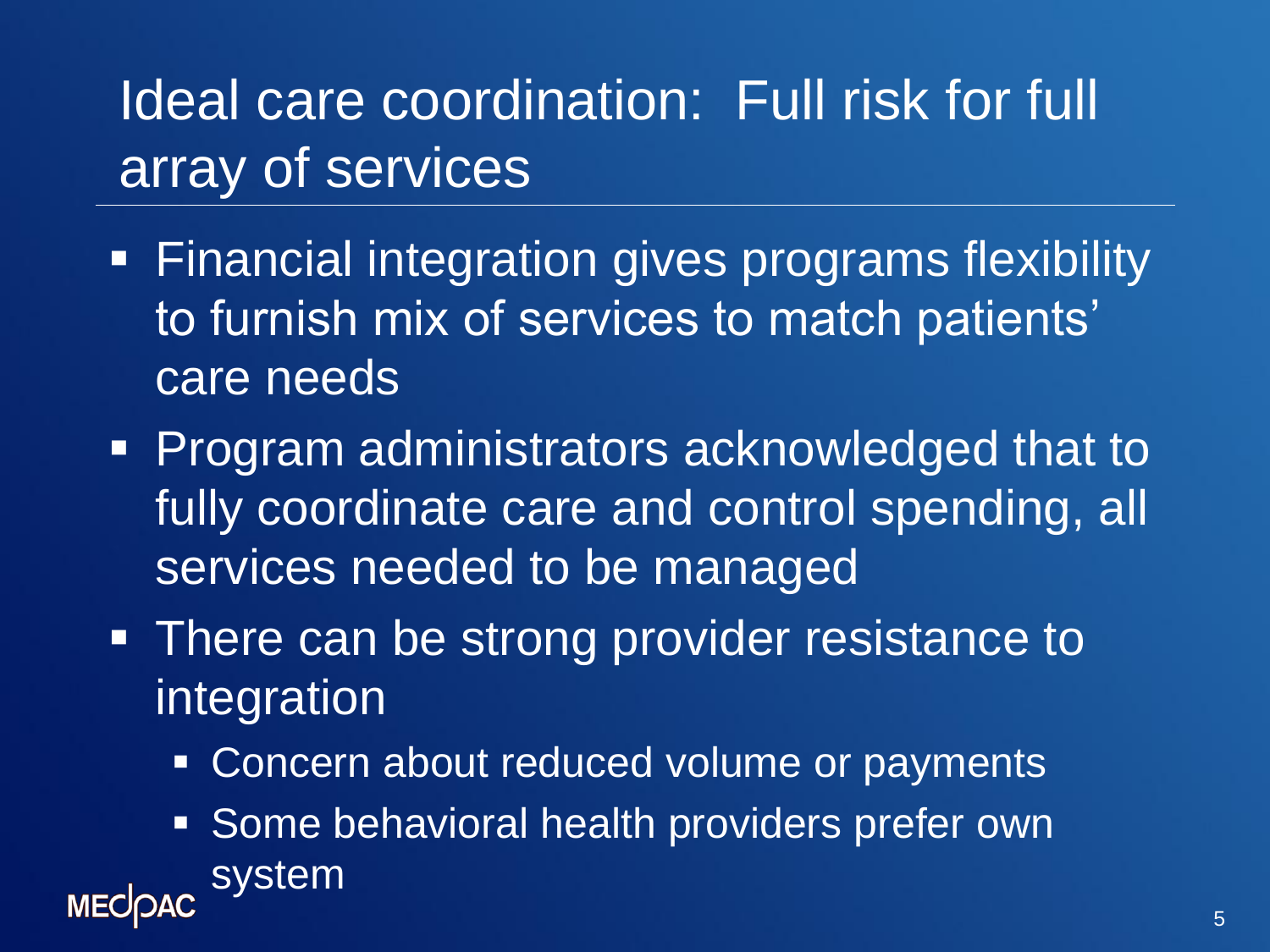# Ideal care coordination: Full risk for full array of services

- Financial integration gives programs flexibility to furnish mix of services to match patients' care needs
- Program administrators acknowledged that to fully coordinate care and control spending, all services needed to be managed
- There can be strong provider resistance to integration
  - Concern about reduced volume or payments
  - Some behavioral health providers prefer own system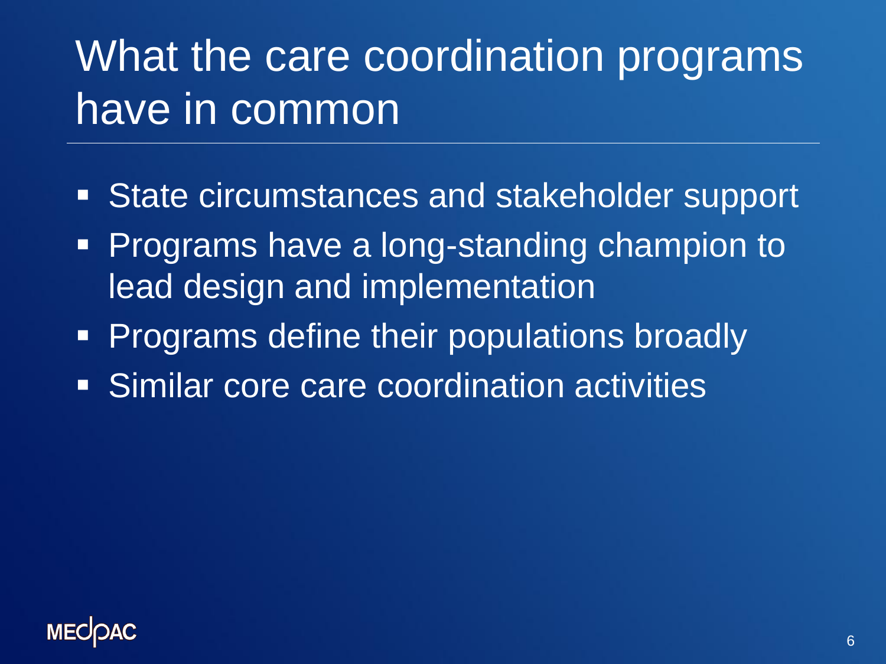# What the care coordination programs have in common

- State circumstances and stakeholder support
- Programs have a long-standing champion to lead design and implementation
- Programs define their populations broadly
- Similar core care coordination activities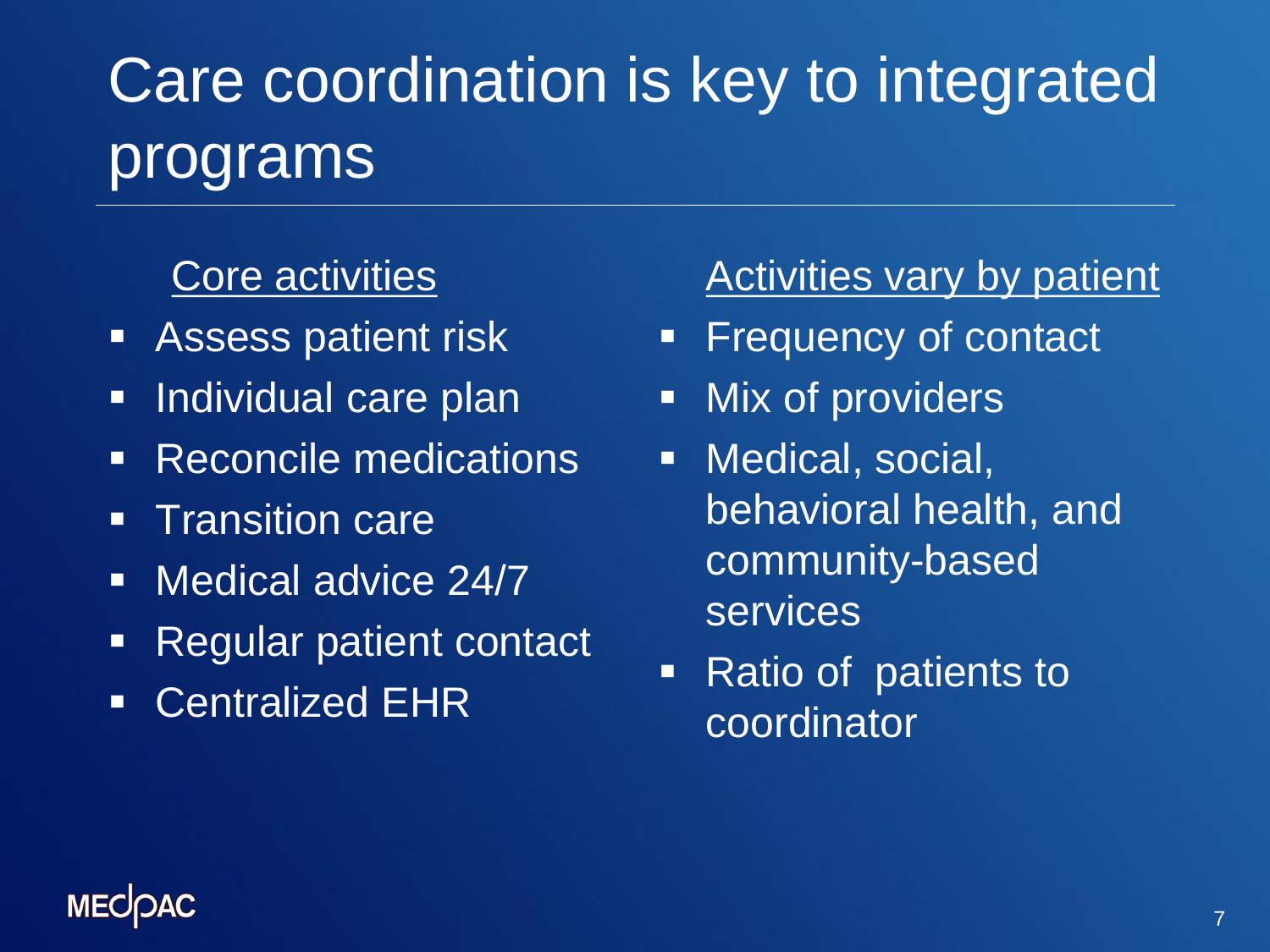# Care coordination is key to integrated programs

<u>Core activities</u>

- Assess patient risk
- Individual care plan
- Reconcile medications
- Transition care
- Medical advice 24/7
- Regular patient contact
- Centralized EHR

<u>Activities vary by patient</u>

- Frequency of contact
- Mix of providers
- Medical, social, behavioral health, and community-based services
- Ratio of patients to coordinator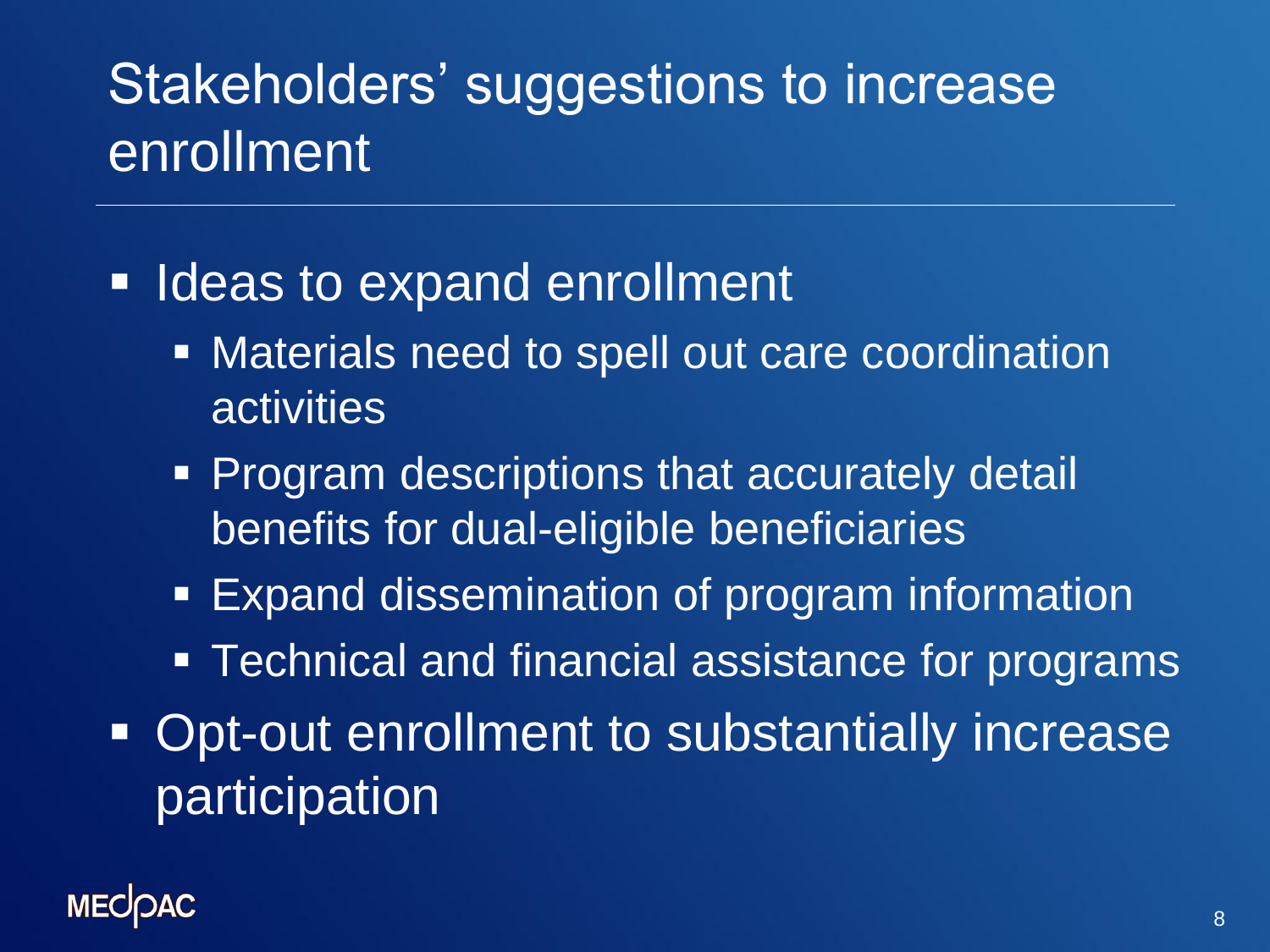# Stakeholders' suggestions to increase enrollment

- Ideas to expand enrollment
  - Materials need to spell out care coordination activities
  - Program descriptions that accurately detail benefits for dual-eligible beneficiaries
  - Expand dissemination of program information
  - Technical and financial assistance for programs
- Opt-out enrollment to substantially increase participation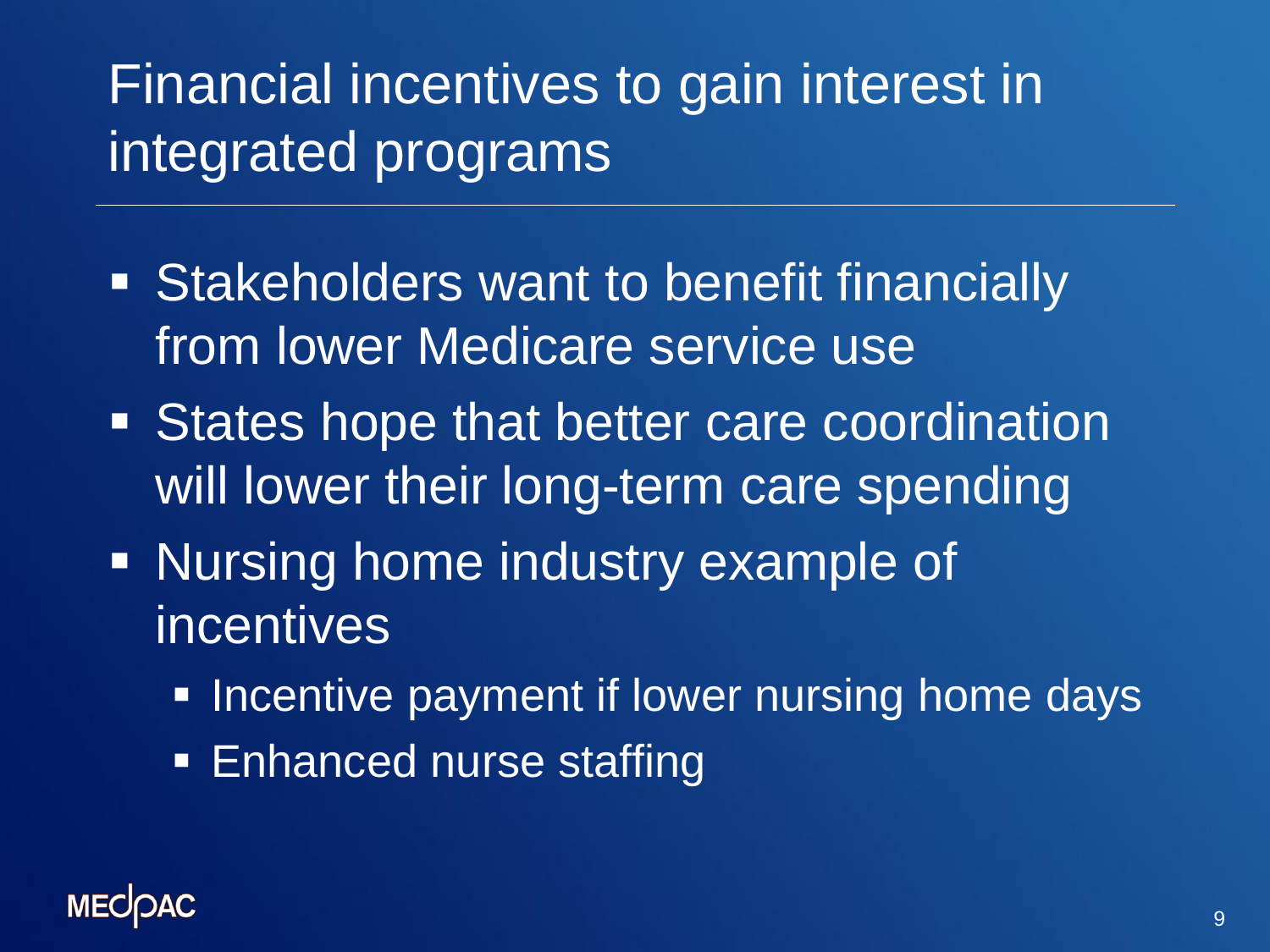# Financial incentives to gain interest in integrated programs

- Stakeholders want to benefit financially from lower Medicare service use
- States hope that better care coordination will lower their long-term care spending
- Nursing home industry example of incentives
  - Incentive payment if lower nursing home days
  - Enhanced nurse staffing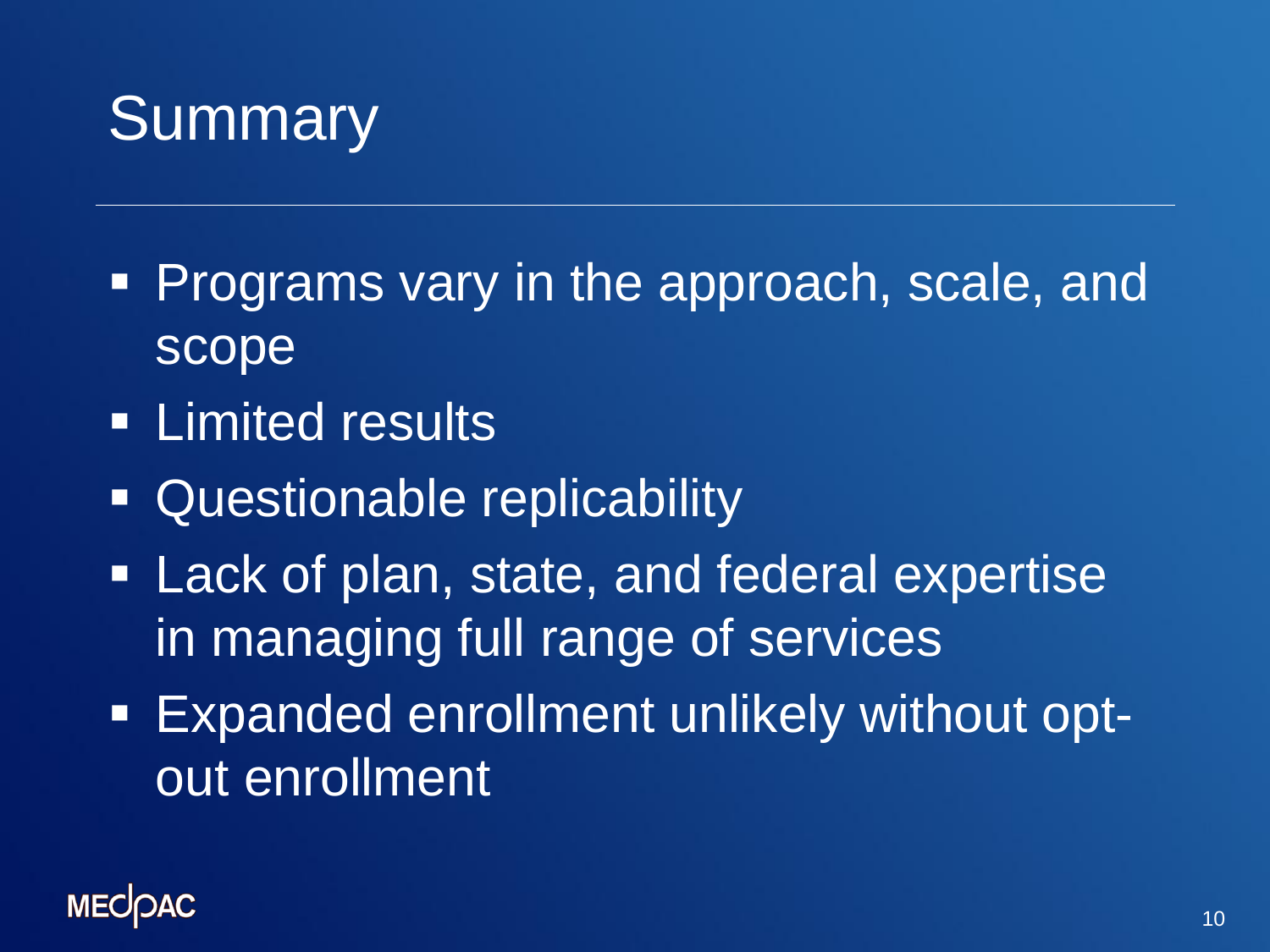# Summary

- Programs vary in the approach, scale, and scope
- Limited results
- Questionable replicability
- Lack of plan, state, and federal expertise in managing full range of services
- Expanded enrollment unlikely without opt-out enrollment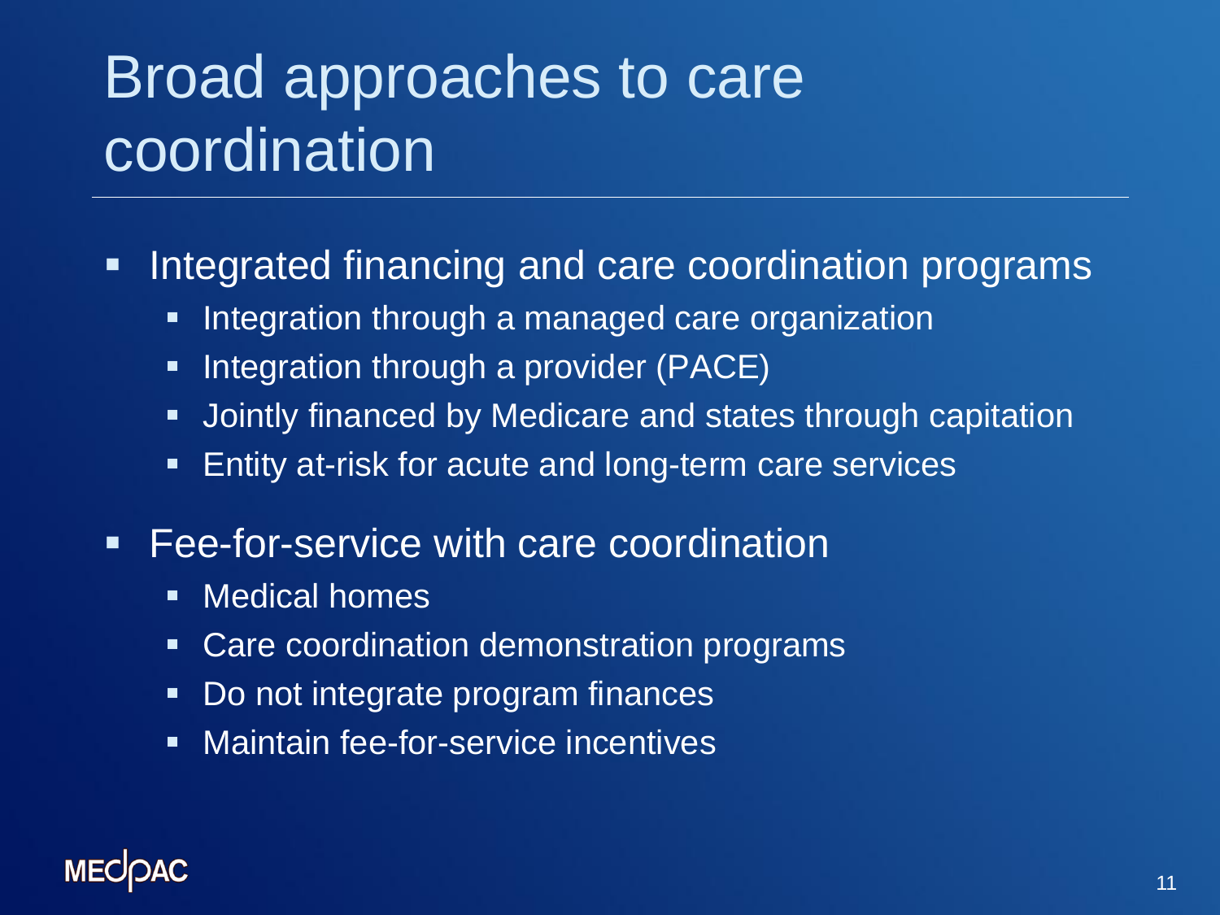# Broad approaches to care coordination

- Integrated financing and care coordination programs
  - Integration through a managed care organization
  - Integration through a provider (PACE)
  - Jointly financed by Medicare and states through capitation
  - Entity at-risk for acute and long-term care services
- Fee-for-service with care coordination
  - Medical homes
  - Care coordination demonstration programs
  - Do not integrate program finances
  - Maintain fee-for-service incentives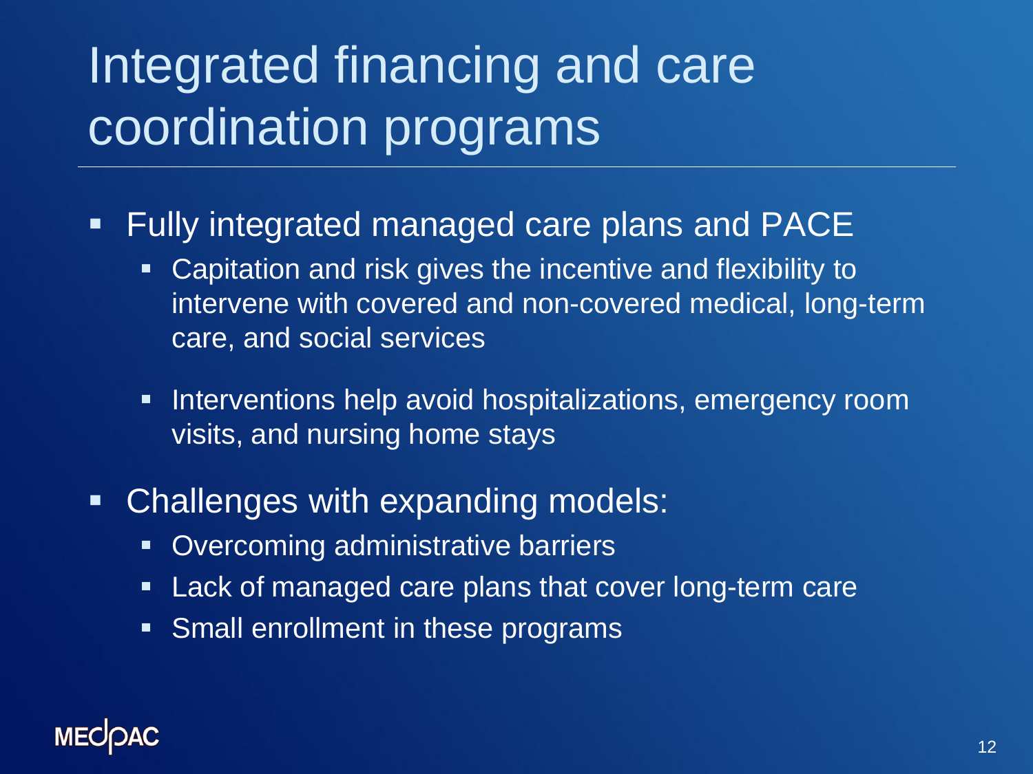# Integrated financing and care coordination programs

- Fully integrated managed care plans and PACE
  - Capitation and risk gives the incentive and flexibility to intervene with covered and non-covered medical, long-term care, and social services
  - Interventions help avoid hospitalizations, emergency room visits, and nursing home stays
- Challenges with expanding models:
  - Overcoming administrative barriers
  - Lack of managed care plans that cover long-term care
  - Small enrollment in these programs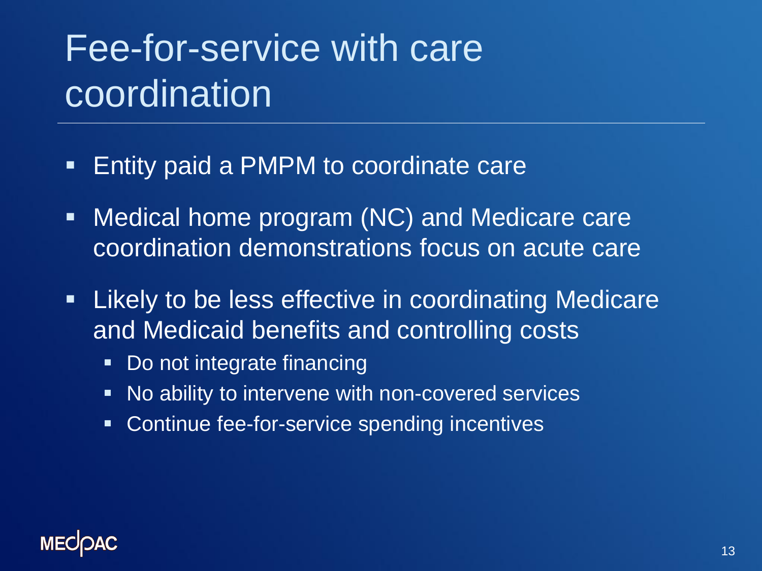# Fee-for-service with care coordination

- Entity paid a PMPM to coordinate care
- Medical home program (NC) and Medicare care coordination demonstrations focus on acute care
- Likely to be less effective in coordinating Medicare and Medicaid benefits and controlling costs
  - Do not integrate financing
  - No ability to intervene with non-covered services
  - Continue fee-for-service spending incentives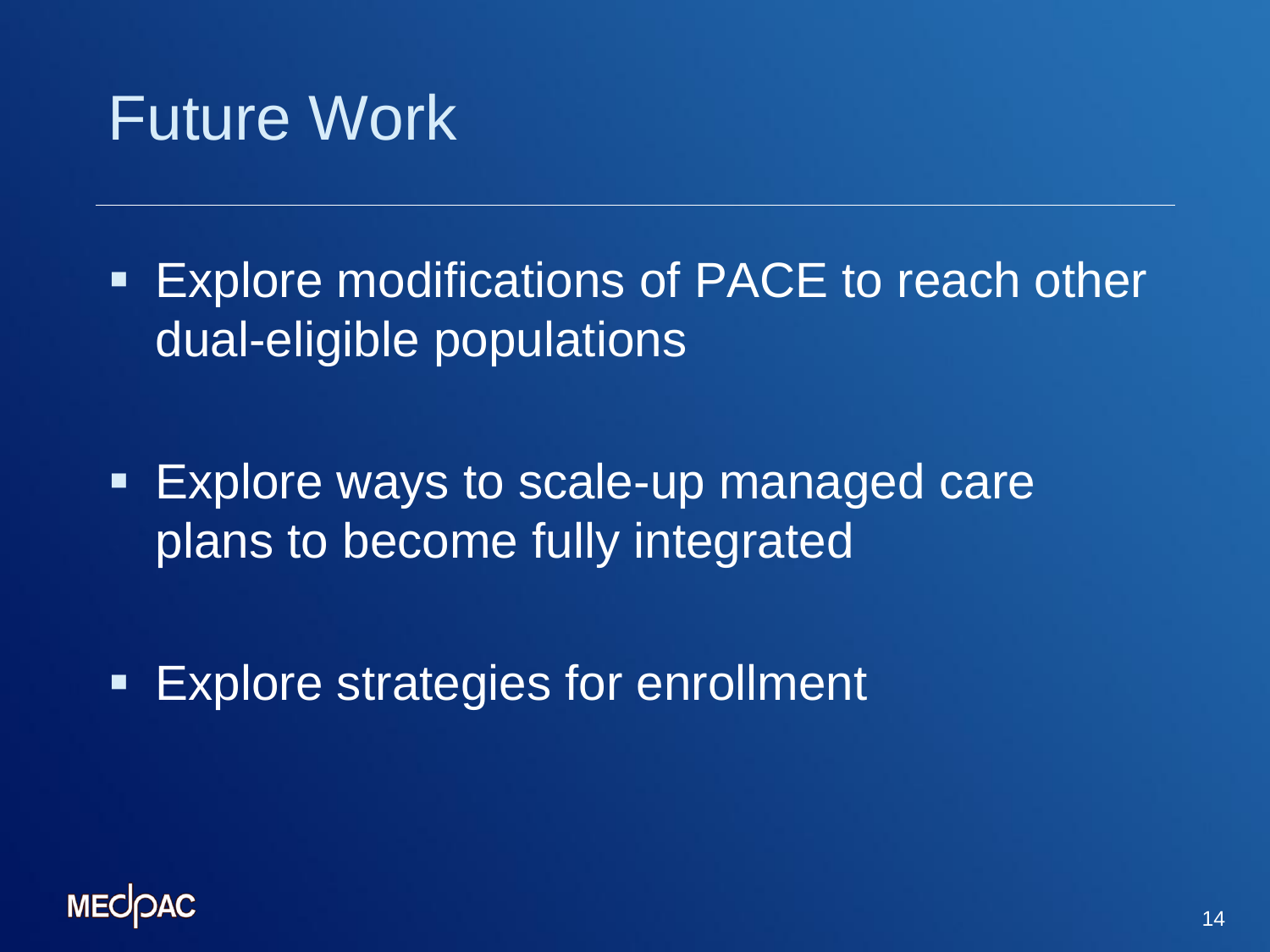# Future Work

- Explore modifications of PACE to reach other dual-eligible populations
- Explore ways to scale-up managed care plans to become fully integrated
- Explore strategies for enrollment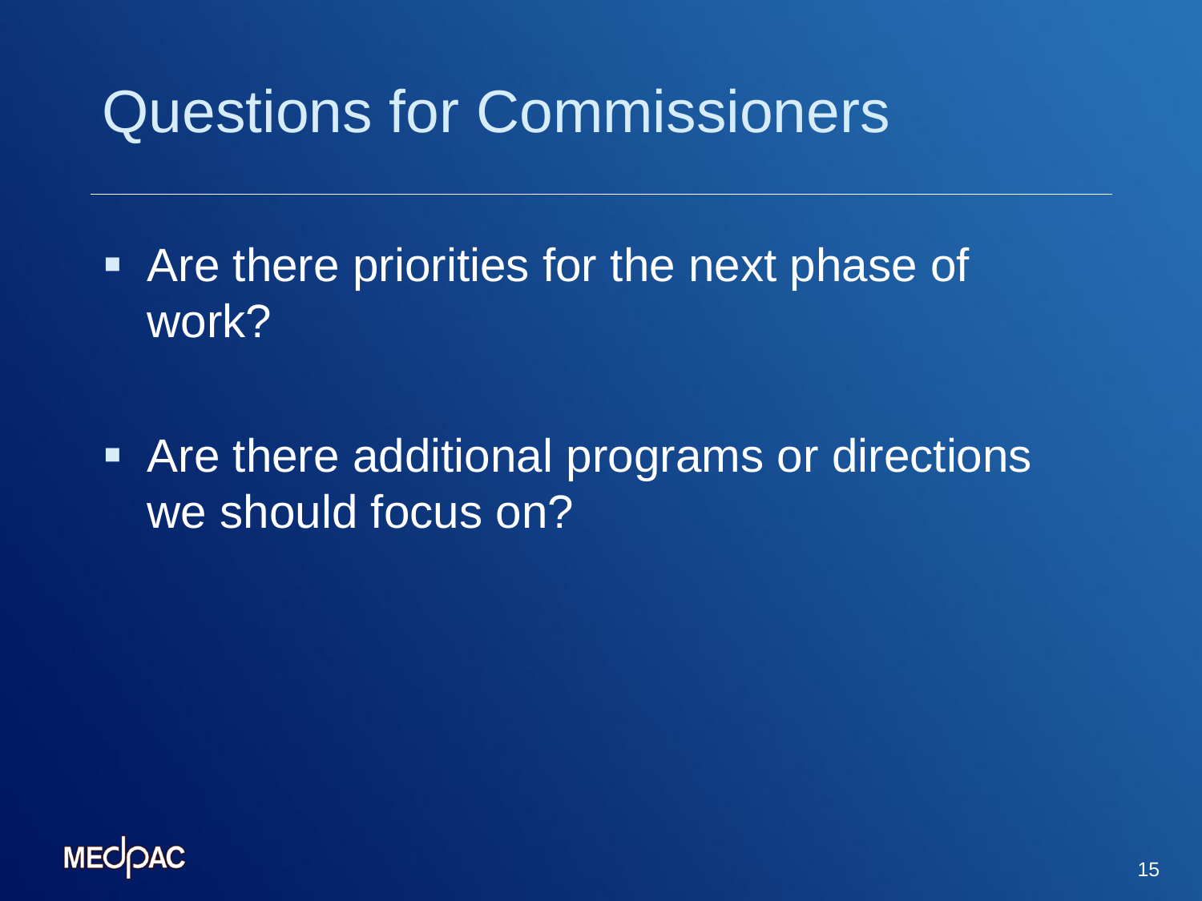# Questions for Commissioners

- Are there priorities for the next phase of work?
- Are there additional programs or directions we should focus on?